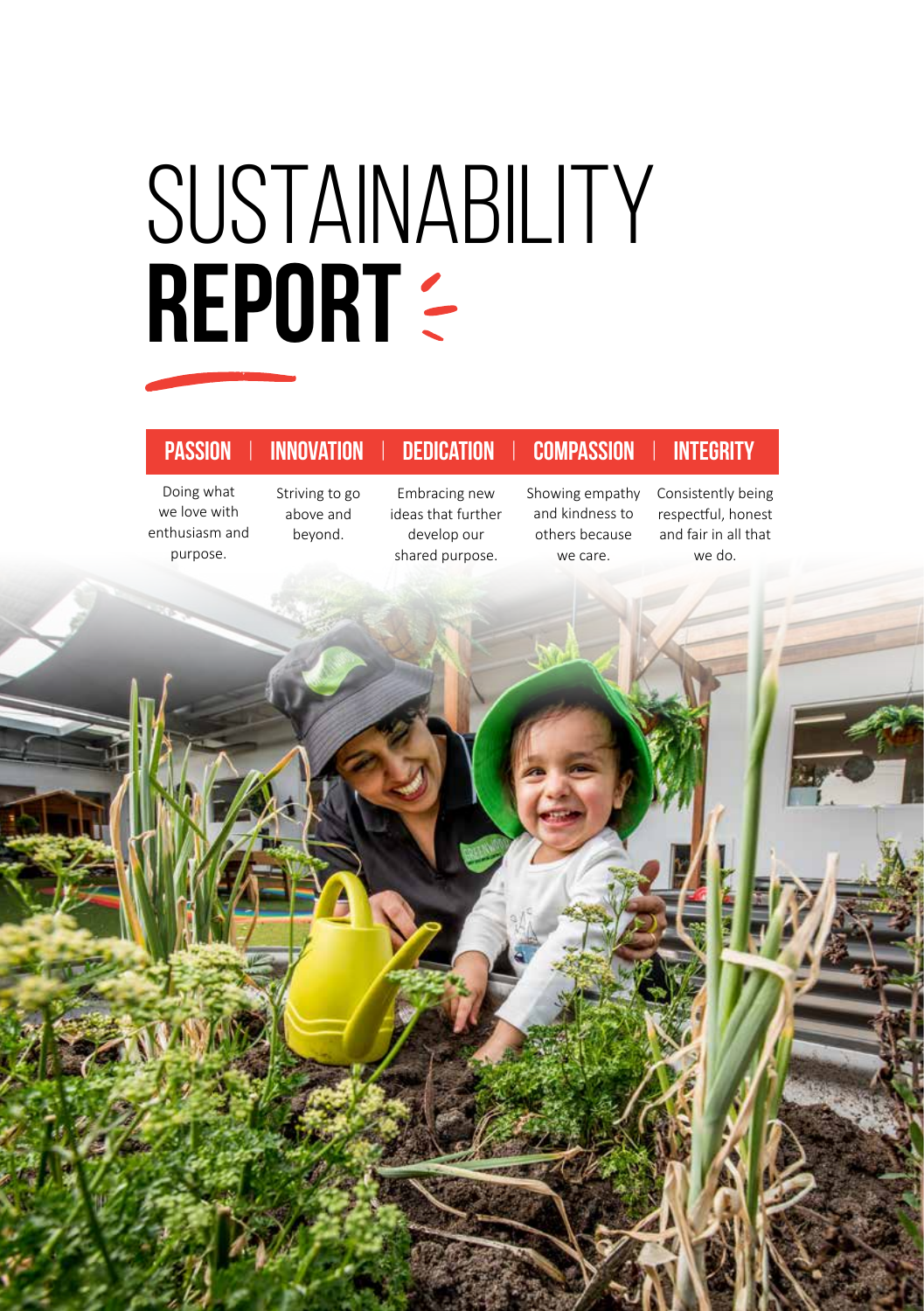# SUSTAINABILITY REPORT

| PASSION | INNOVATION | DEDICATION | COMPASSION | INTEGRITY |
| --- | --- | --- | --- | --- |
| Doing what we love with enthusiasm and purpose. | Striving to go above and beyond. | Embracing new ideas that further develop our shared purpose. | Showing empathy and kindness to others because we care. | Consistently being respectful, honest and fair in all that we do. |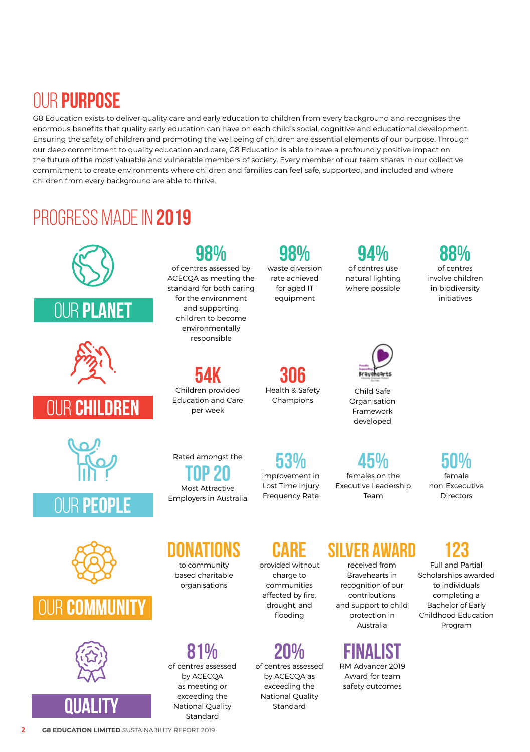# OUR PURPOSE

G8 Education exists to deliver quality care and early education to children from every background and recognises the enormous benefits that quality early education can have on each child's social, cognitive and educational development. Ensuring the safety of children and promoting the wellbeing of children are essential elements of our purpose. Through our deep commitment to quality education and care, G8 Education is able to have a profoundly positive impact on the future of the most valuable and vulnerable members of society. Every member of our team shares in our collective commitment to create environments where children and families can feel safe, supported, and included and where children from every background are able to thrive.

# PROGRESS MADE IN 2019

## OUR PLANET

- **98%** of centres assessed by ACECQA as meeting the standard for both caring for the environment and supporting children to become environmentally responsible
- **98%** waste diversion rate achieved for aged IT equipment
- **94%** of centres use natural lighting where possible
- **88%** of centres involve children in biodiversity initiatives

## OUR CHILDREN

- **54K** Children provided Education and Care per week
- **306** Health & Safety Champions
- Child Safe Organisation Framework developed

## OUR PEOPLE

- Rated amongst the **TOP 20** Most Attractive Employers in Australia
- **53%** improvement in Lost Time Injury Frequency Rate
- **45%** females on the Executive Leadership Team
- **50%** female non-Excecutive Directors

## OUR COMMUNITY

- **DONATIONS** to community based charitable organisations
- **CARE** provided without charge to communities affected by fire, drought, and flooding
- **SILVER AWARD** received from Bravehearts in recognition of our contributions and support to child protection in Australia
- **123** Full and Partial Scholarships awarded to individuals completing a Bachelor of Early Childhood Education Program

## QUALITY

- **81%** of centres assessed by ACECQA as meeting or exceeding the National Quality Standard
- **20%** of centres assessed by ACECQA as exceeding the National Quality Standard
- **FINALIST** RM Advancer 2019 Award for team safety outcomes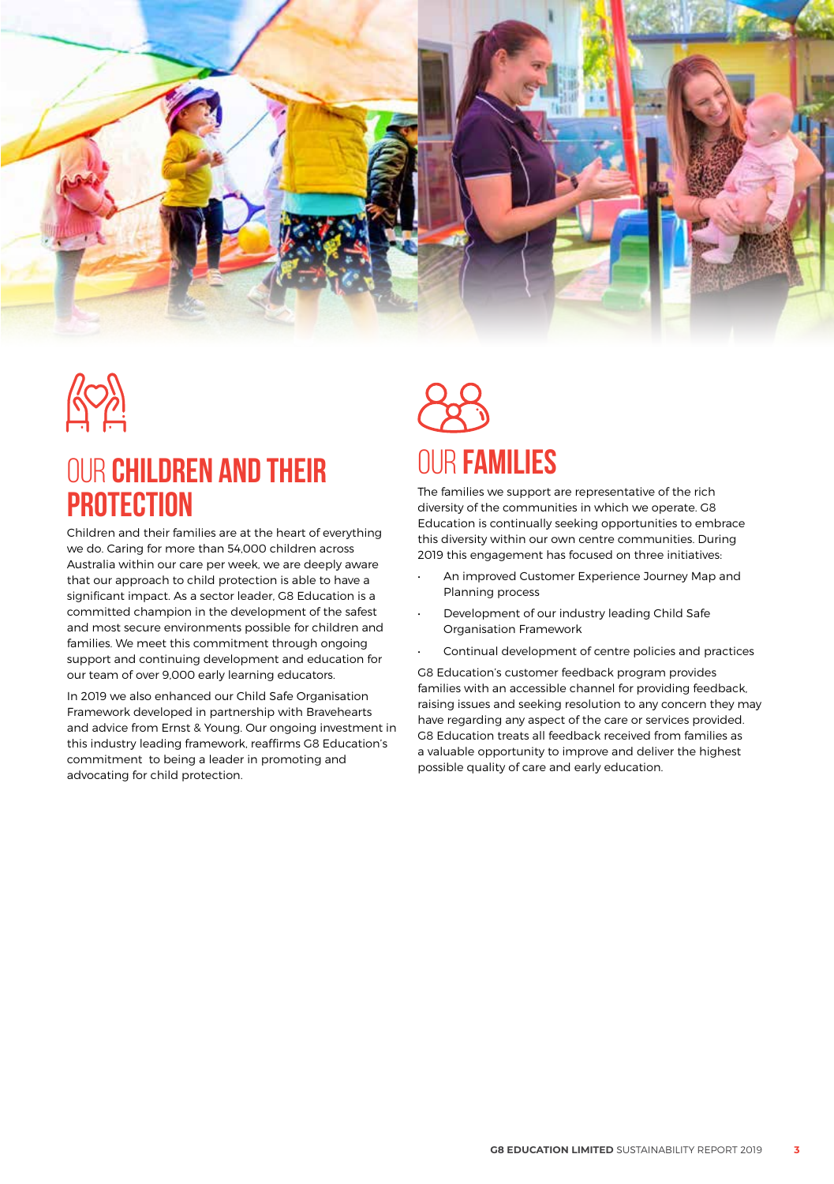## OUR CHILDREN AND THEIR PROTECTION

Children and their families are at the heart of everything we do. Caring for more than 54,000 children across Australia within our care per week, we are deeply aware that our approach to child protection is able to have a significant impact. As a sector leader, G8 Education is a committed champion in the development of the safest and most secure environments possible for children and families. We meet this commitment through ongoing support and continuing development and education for our team of over 9,000 early learning educators.

In 2019 we also enhanced our Child Safe Organisation Framework developed in partnership with Bravehearts and advice from Ernst & Young. Our ongoing investment in this industry leading framework, reaffirms G8 Education's commitment to being a leader in promoting and advocating for child protection.

## OUR FAMILIES

The families we support are representative of the rich diversity of the communities in which we operate. G8 Education is continually seeking opportunities to embrace this diversity within our own centre communities. During 2019 this engagement has focused on three initiatives:

- An improved Customer Experience Journey Map and Planning process
- Development of our industry leading Child Safe Organisation Framework
- Continual development of centre policies and practices

G8 Education's customer feedback program provides families with an accessible channel for providing feedback, raising issues and seeking resolution to any concern they may have regarding any aspect of the care or services provided. G8 Education treats all feedback received from families as a valuable opportunity to improve and deliver the highest possible quality of care and early education.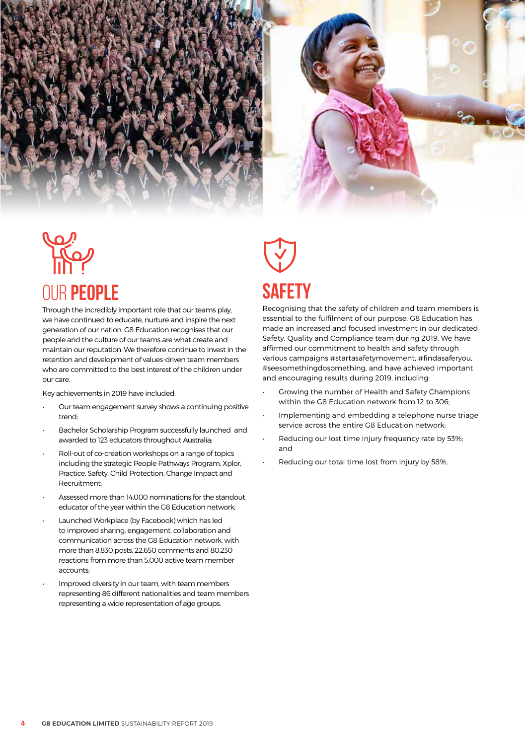## OUR PEOPLE

Through the incredibly important role that our teams play, we have continued to educate, nurture and inspire the next generation of our nation. G8 Education recognises that our people and the culture of our teams are what create and maintain our reputation. We therefore continue to invest in the retention and development of values-driven team members who are committed to the best interest of the children under our care.

Key achievements in 2019 have included:

- Our team engagement survey shows a continuing positive trend;
- Bachelor Scholarship Program successfully launched and awarded to 123 educators throughout Australia;
- Roll-out of co-creation workshops on a range of topics including the strategic People Pathways Program, Xplor, Practice, Safety, Child Protection, Change Impact and Recruitment;
- Assessed more than 14,000 nominations for the standout educator of the year within the G8 Education network;
- Launched Workplace (by Facebook) which has led to improved sharing, engagement, collaboration and communication across the G8 Education network, with more than 8,830 posts, 22,650 comments and 80,230 reactions from more than 5,000 active team member accounts;
- Improved diversity in our team, with team members representing 86 different nationalities and team members representing a wide representation of age groups.

## SAFETY

Recognising that the safety of children and team members is essential to the fulfilment of our purpose, G8 Education has made an increased and focused investment in our dedicated Safety, Quality and Compliance team during 2019. We have affirmed our commitment to health and safety through various campaigns #startasafetymovement, #findasaferyou, #seesomethingdosomething, and have achieved important and encouraging results during 2019, including:

- Growing the number of Health and Safety Champions within the G8 Education network from 12 to 306;
- Implementing and embedding a telephone nurse triage service across the entire G8 Education network;
- Reducing our lost time injury frequency rate by 53%; and
- Reducing our total time lost from injury by 58%.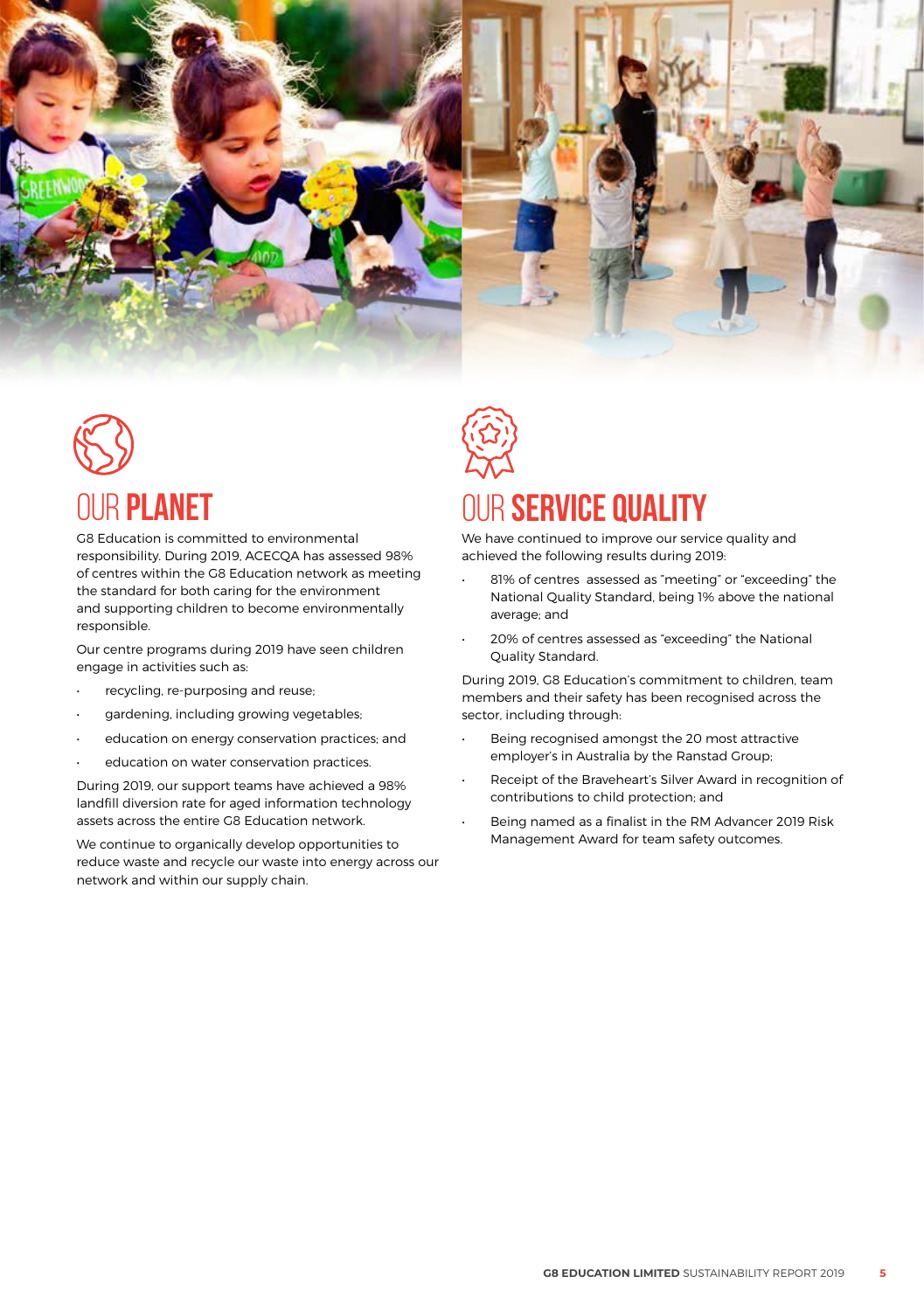## OUR PLANET

G8 Education is committed to environmental responsibility. During 2019, ACECQA has assessed 98% of centres within the G8 Education network as meeting the standard for both caring for the environment and supporting children to become environmentally responsible.

Our centre programs during 2019 have seen children engage in activities such as:

- recycling, re-purposing and reuse;
- gardening, including growing vegetables;
- education on energy conservation practices; and
- education on water conservation practices.

During 2019, our support teams have achieved a 98% landfill diversion rate for aged information technology assets across the entire G8 Education network.

We continue to organically develop opportunities to reduce waste and recycle our waste into energy across our network and within our supply chain.

## OUR SERVICE QUALITY

We have continued to improve our service quality and achieved the following results during 2019:

- 81% of centres assessed as "meeting" or "exceeding" the National Quality Standard, being 1% above the national average; and
- 20% of centres assessed as "exceeding" the National Quality Standard.

During 2019, G8 Education's commitment to children, team members and their safety has been recognised across the sector, including through:

- Being recognised amongst the 20 most attractive employer's in Australia by the Ranstad Group;
- Receipt of the Braveheart's Silver Award in recognition of contributions to child protection; and
- Being named as a finalist in the RM Advancer 2019 Risk Management Award for team safety outcomes.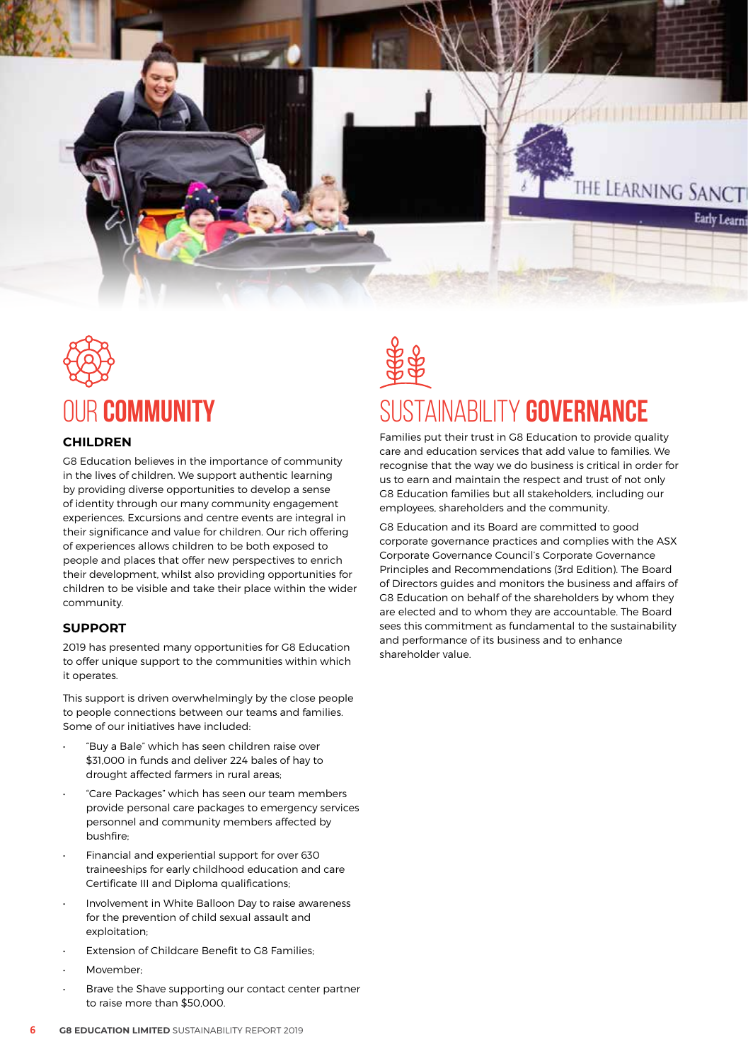# OUR **COMMUNITY**

### CHILDREN

G8 Education believes in the importance of community in the lives of children. We support authentic learning by providing diverse opportunities to develop a sense of identity through our many community engagement experiences. Excursions and centre events are integral in their significance and value for children. Our rich offering of experiences allows children to be both exposed to people and places that offer new perspectives to enrich their development, whilst also providing opportunities for children to be visible and take their place within the wider community.

### SUPPORT

2019 has presented many opportunities for G8 Education to offer unique support to the communities within which it operates.

This support is driven overwhelmingly by the close people to people connections between our teams and families. Some of our initiatives have included:

- "Buy a Bale" which has seen children raise over $31,000 in funds and deliver 224 bales of hay to drought affected farmers in rural areas;
- "Care Packages" which has seen our team members provide personal care packages to emergency services personnel and community members affected by bushfire;
- Financial and experiential support for over 630 traineeships for early childhood education and care Certificate III and Diploma qualifications;
- Involvement in White Balloon Day to raise awareness for the prevention of child sexual assault and exploitation;
- Extension of Childcare Benefit to G8 Families;
- Movember;
- Brave the Shave supporting our contact center partner to raise more than $50,000.

# SUSTAINABILITY **GOVERNANCE**

Families put their trust in G8 Education to provide quality care and education services that add value to families. We recognise that the way we do business is critical in order for us to earn and maintain the respect and trust of not only G8 Education families but all stakeholders, including our employees, shareholders and the community.

G8 Education and its Board are committed to good corporate governance practices and complies with the ASX Corporate Governance Council's Corporate Governance Principles and Recommendations (3rd Edition). The Board of Directors guides and monitors the business and affairs of G8 Education on behalf of the shareholders by whom they are elected and to whom they are accountable. The Board sees this commitment as fundamental to the sustainability and performance of its business and to enhance shareholder value.